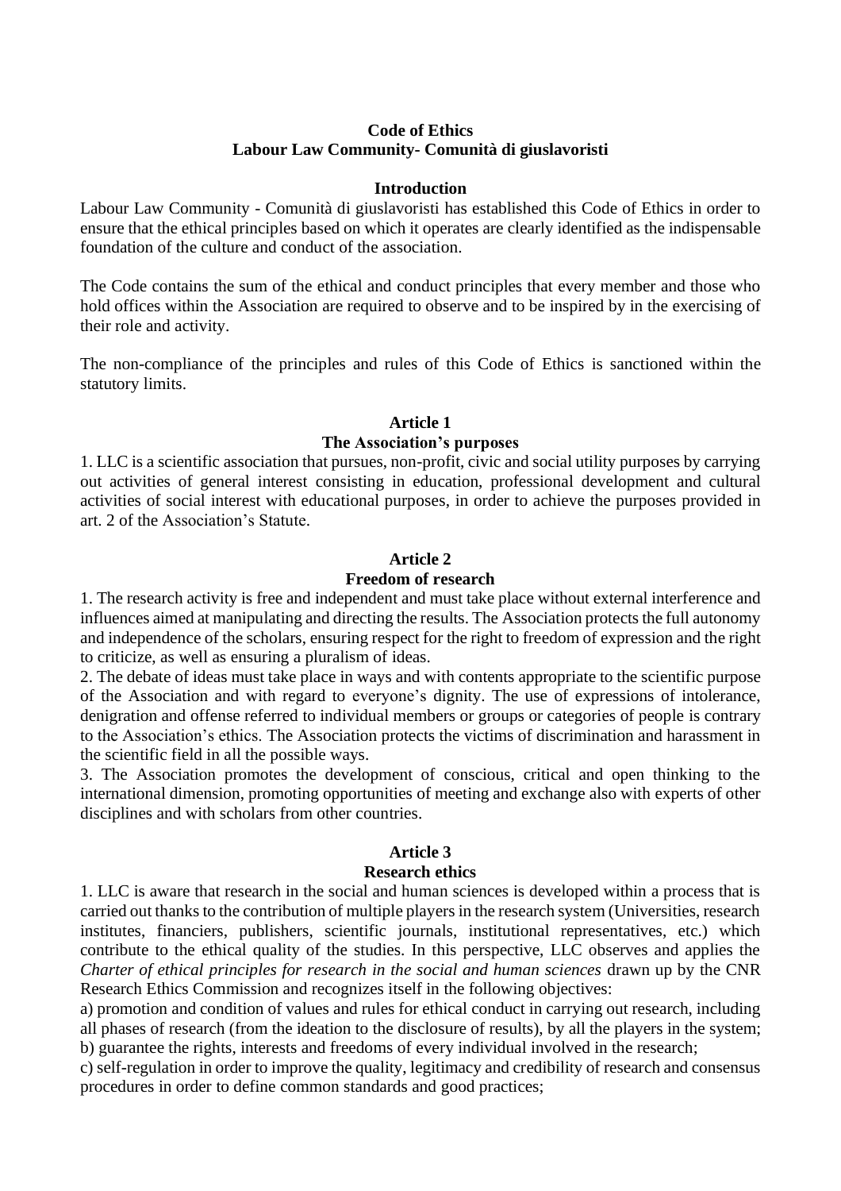# Code of Ethics
# Labour Law Community- Comunità di giuslavoristi

## Introduction

Labour Law Community - Comunità di giuslavoristi has established this Code of Ethics in order to ensure that the ethical principles based on which it operates are clearly identified as the indispensable foundation of the culture and conduct of the association.

The Code contains the sum of the ethical and conduct principles that every member and those who hold offices within the Association are required to observe and to be inspired by in the exercising of their role and activity.

The non-compliance of the principles and rules of this Code of Ethics is sanctioned within the statutory limits.

## Article 1
## The Association's purposes

1. LLC is a scientific association that pursues, non-profit, civic and social utility purposes by carrying out activities of general interest consisting in education, professional development and cultural activities of social interest with educational purposes, in order to achieve the purposes provided in art. 2 of the Association's Statute.

## Article 2
## Freedom of research

1. The research activity is free and independent and must take place without external interference and influences aimed at manipulating and directing the results. The Association protects the full autonomy and independence of the scholars, ensuring respect for the right to freedom of expression and the right to criticize, as well as ensuring a pluralism of ideas.
2. The debate of ideas must take place in ways and with contents appropriate to the scientific purpose of the Association and with regard to everyone's dignity. The use of expressions of intolerance, denigration and offense referred to individual members or groups or categories of people is contrary to the Association's ethics. The Association protects the victims of discrimination and harassment in the scientific field in all the possible ways.
3. The Association promotes the development of conscious, critical and open thinking to the international dimension, promoting opportunities of meeting and exchange also with experts of other disciplines and with scholars from other countries.

## Article 3
## Research ethics

1. LLC is aware that research in the social and human sciences is developed within a process that is carried out thanks to the contribution of multiple players in the research system (Universities, research institutes, financiers, publishers, scientific journals, institutional representatives, etc.) which contribute to the ethical quality of the studies. In this perspective, LLC observes and applies the *Charter of ethical principles for research in the social and human sciences* drawn up by the CNR Research Ethics Commission and recognizes itself in the following objectives:

a) promotion and condition of values and rules for ethical conduct in carrying out research, including all phases of research (from the ideation to the disclosure of results), by all the players in the system;
b) guarantee the rights, interests and freedoms of every individual involved in the research;
c) self-regulation in order to improve the quality, legitimacy and credibility of research and consensus procedures in order to define common standards and good practices;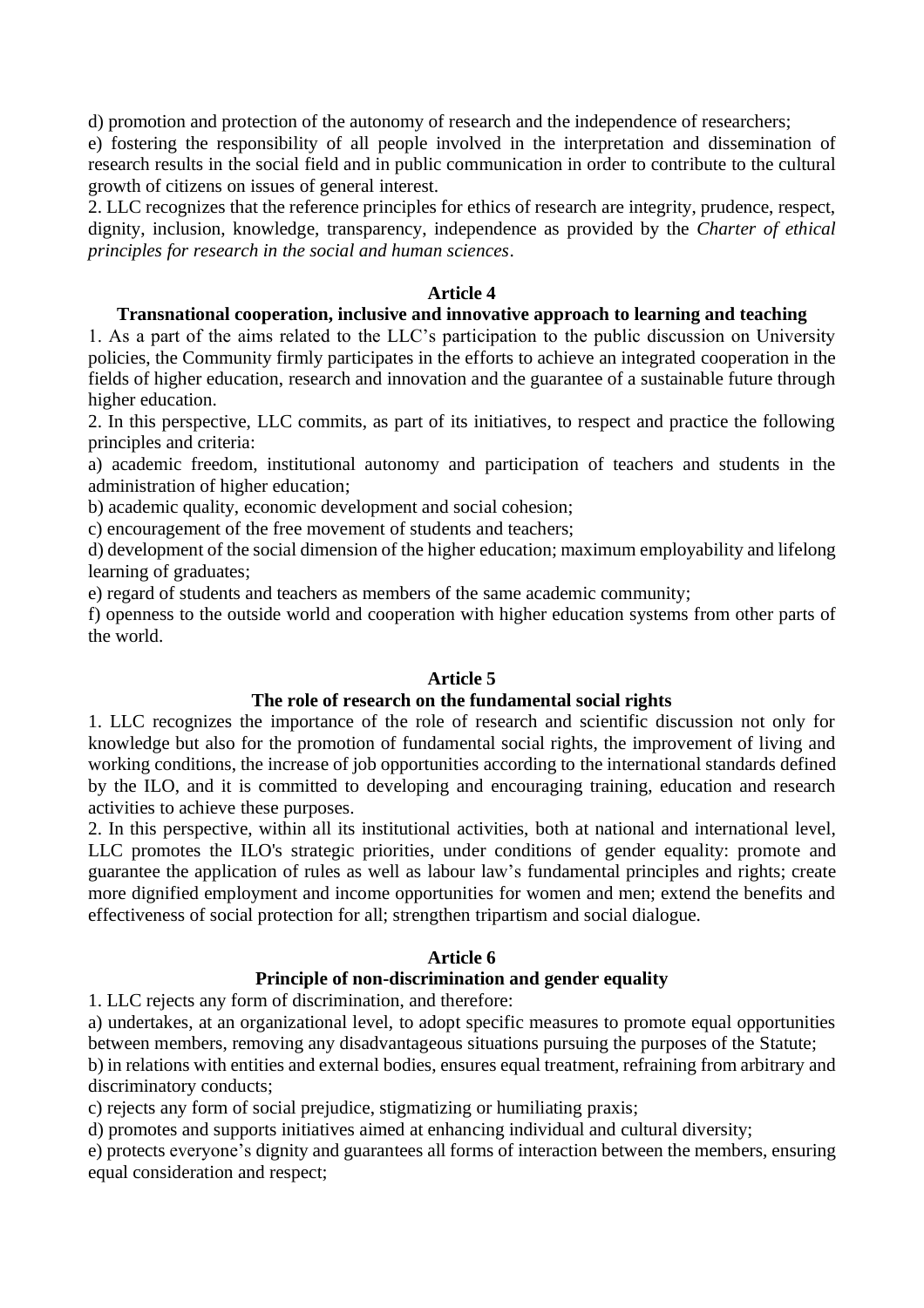d) promotion and protection of the autonomy of research and the independence of researchers;

e) fostering the responsibility of all people involved in the interpretation and dissemination of research results in the social field and in public communication in order to contribute to the cultural growth of citizens on issues of general interest.

2. LLC recognizes that the reference principles for ethics of research are integrity, prudence, respect, dignity, inclusion, knowledge, transparency, independence as provided by the *Charter of ethical principles for research in the social and human sciences*.

## Article 4

### Transnational cooperation, inclusive and innovative approach to learning and teaching

1. As a part of the aims related to the LLC's participation to the public discussion on University policies, the Community firmly participates in the efforts to achieve an integrated cooperation in the fields of higher education, research and innovation and the guarantee of a sustainable future through higher education.

2. In this perspective, LLC commits, as part of its initiatives, to respect and practice the following principles and criteria:

a) academic freedom, institutional autonomy and participation of teachers and students in the administration of higher education;

b) academic quality, economic development and social cohesion;

c) encouragement of the free movement of students and teachers;

d) development of the social dimension of the higher education; maximum employability and lifelong learning of graduates;

e) regard of students and teachers as members of the same academic community;

f) openness to the outside world and cooperation with higher education systems from other parts of the world.

## Article 5

### The role of research on the fundamental social rights

1. LLC recognizes the importance of the role of research and scientific discussion not only for knowledge but also for the promotion of fundamental social rights, the improvement of living and working conditions, the increase of job opportunities according to the international standards defined by the ILO, and it is committed to developing and encouraging training, education and research activities to achieve these purposes.

2. In this perspective, within all its institutional activities, both at national and international level, LLC promotes the ILO's strategic priorities, under conditions of gender equality: promote and guarantee the application of rules as well as labour law's fundamental principles and rights; create more dignified employment and income opportunities for women and men; extend the benefits and effectiveness of social protection for all; strengthen tripartism and social dialogue.

## Article 6

### Principle of non-discrimination and gender equality

1. LLC rejects any form of discrimination, and therefore:

a) undertakes, at an organizational level, to adopt specific measures to promote equal opportunities between members, removing any disadvantageous situations pursuing the purposes of the Statute;

b) in relations with entities and external bodies, ensures equal treatment, refraining from arbitrary and discriminatory conducts;

c) rejects any form of social prejudice, stigmatizing or humiliating praxis;

d) promotes and supports initiatives aimed at enhancing individual and cultural diversity;

e) protects everyone's dignity and guarantees all forms of interaction between the members, ensuring equal consideration and respect;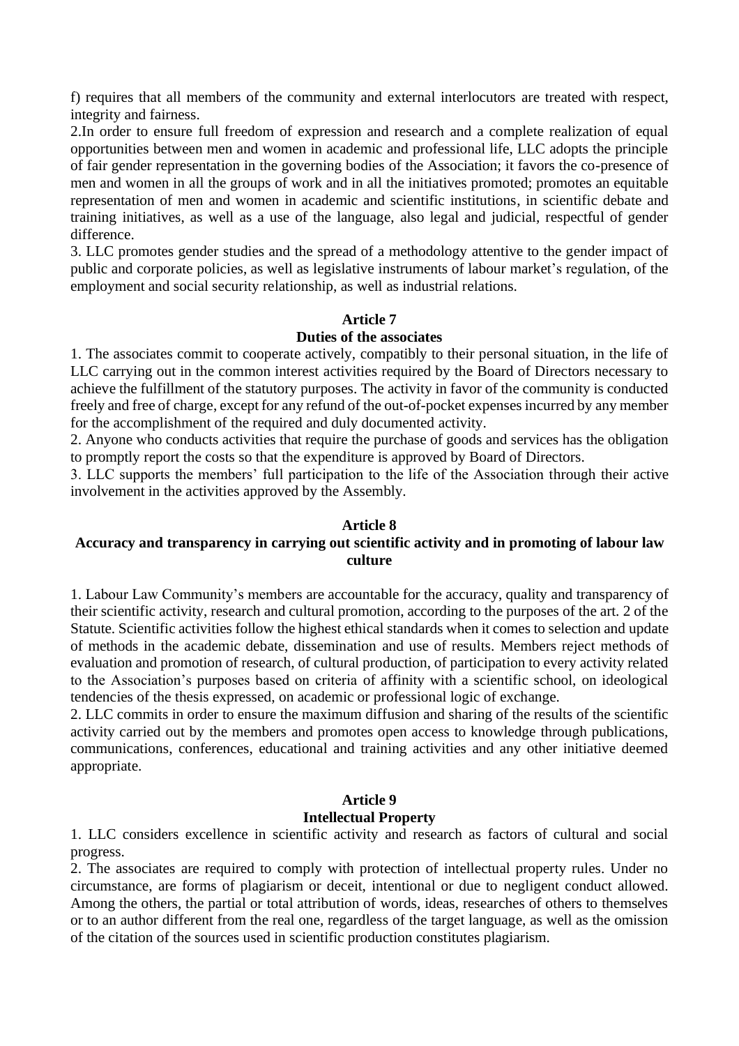f) requires that all members of the community and external interlocutors are treated with respect, integrity and fairness.

2.In order to ensure full freedom of expression and research and a complete realization of equal opportunities between men and women in academic and professional life, LLC adopts the principle of fair gender representation in the governing bodies of the Association; it favors the co-presence of men and women in all the groups of work and in all the initiatives promoted; promotes an equitable representation of men and women in academic and scientific institutions, in scientific debate and training initiatives, as well as a use of the language, also legal and judicial, respectful of gender difference.

3. LLC promotes gender studies and the spread of a methodology attentive to the gender impact of public and corporate policies, as well as legislative instruments of labour market's regulation, of the employment and social security relationship, as well as industrial relations.

**Article 7**

**Duties of the associates**

1. The associates commit to cooperate actively, compatibly to their personal situation, in the life of LLC carrying out in the common interest activities required by the Board of Directors necessary to achieve the fulfillment of the statutory purposes. The activity in favor of the community is conducted freely and free of charge, except for any refund of the out-of-pocket expenses incurred by any member for the accomplishment of the required and duly documented activity.

2. Anyone who conducts activities that require the purchase of goods and services has the obligation to promptly report the costs so that the expenditure is approved by Board of Directors.

3. LLC supports the members' full participation to the life of the Association through their active involvement in the activities approved by the Assembly.

**Article 8**

**Accuracy and transparency in carrying out scientific activity and in promoting of labour law culture**

1. Labour Law Community's members are accountable for the accuracy, quality and transparency of their scientific activity, research and cultural promotion, according to the purposes of the art. 2 of the Statute. Scientific activities follow the highest ethical standards when it comes to selection and update of methods in the academic debate, dissemination and use of results. Members reject methods of evaluation and promotion of research, of cultural production, of participation to every activity related to the Association's purposes based on criteria of affinity with a scientific school, on ideological tendencies of the thesis expressed, on academic or professional logic of exchange.

2. LLC commits in order to ensure the maximum diffusion and sharing of the results of the scientific activity carried out by the members and promotes open access to knowledge through publications, communications, conferences, educational and training activities and any other initiative deemed appropriate.

**Article 9**

**Intellectual Property**

1. LLC considers excellence in scientific activity and research as factors of cultural and social progress.

2. The associates are required to comply with protection of intellectual property rules. Under no circumstance, are forms of plagiarism or deceit, intentional or due to negligent conduct allowed. Among the others, the partial or total attribution of words, ideas, researches of others to themselves or to an author different from the real one, regardless of the target language, as well as the omission of the citation of the sources used in scientific production constitutes plagiarism.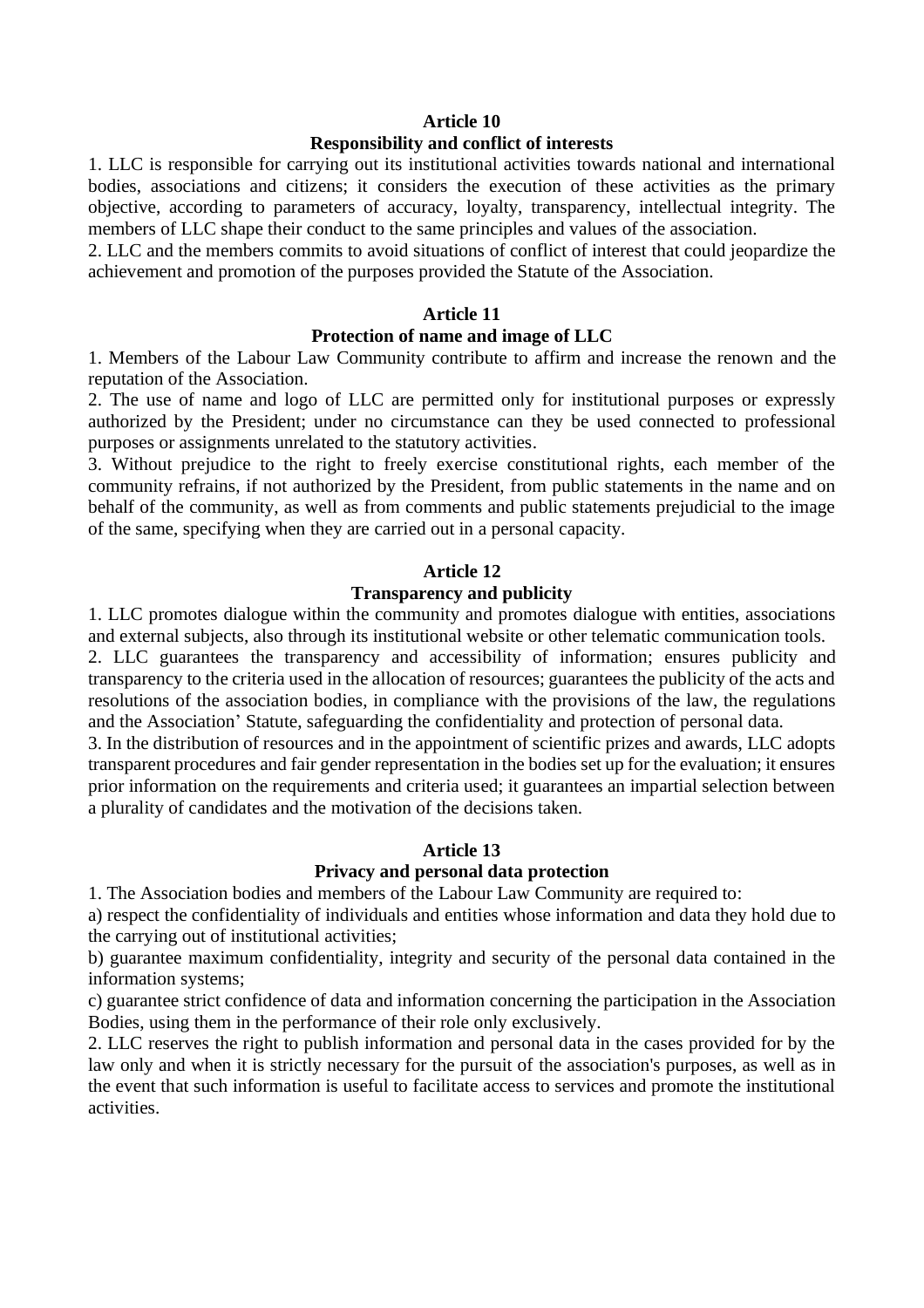**Article 10**

**Responsibility and conflict of interests**

1. LLC is responsible for carrying out its institutional activities towards national and international bodies, associations and citizens; it considers the execution of these activities as the primary objective, according to parameters of accuracy, loyalty, transparency, intellectual integrity. The members of LLC shape their conduct to the same principles and values of the association.
2. LLC and the members commits to avoid situations of conflict of interest that could jeopardize the achievement and promotion of the purposes provided the Statute of the Association.

**Article 11**

**Protection of name and image of LLC**

1. Members of the Labour Law Community contribute to affirm and increase the renown and the reputation of the Association.
2. The use of name and logo of LLC are permitted only for institutional purposes or expressly authorized by the President; under no circumstance can they be used connected to professional purposes or assignments unrelated to the statutory activities.
3. Without prejudice to the right to freely exercise constitutional rights, each member of the community refrains, if not authorized by the President, from public statements in the name and on behalf of the community, as well as from comments and public statements prejudicial to the image of the same, specifying when they are carried out in a personal capacity.

**Article 12**

**Transparency and publicity**

1. LLC promotes dialogue within the community and promotes dialogue with entities, associations and external subjects, also through its institutional website or other telematic communication tools.
2. LLC guarantees the transparency and accessibility of information; ensures publicity and transparency to the criteria used in the allocation of resources; guarantees the publicity of the acts and resolutions of the association bodies, in compliance with the provisions of the law, the regulations and the Association' Statute, safeguarding the confidentiality and protection of personal data.
3. In the distribution of resources and in the appointment of scientific prizes and awards, LLC adopts transparent procedures and fair gender representation in the bodies set up for the evaluation; it ensures prior information on the requirements and criteria used; it guarantees an impartial selection between a plurality of candidates and the motivation of the decisions taken.

**Article 13**

**Privacy and personal data protection**

1. The Association bodies and members of the Labour Law Community are required to:

a) respect the confidentiality of individuals and entities whose information and data they hold due to the carrying out of institutional activities;

b) guarantee maximum confidentiality, integrity and security of the personal data contained in the information systems;

c) guarantee strict confidence of data and information concerning the participation in the Association Bodies, using them in the performance of their role only exclusively.

2. LLC reserves the right to publish information and personal data in the cases provided for by the law only and when it is strictly necessary for the pursuit of the association's purposes, as well as in the event that such information is useful to facilitate access to services and promote the institutional activities.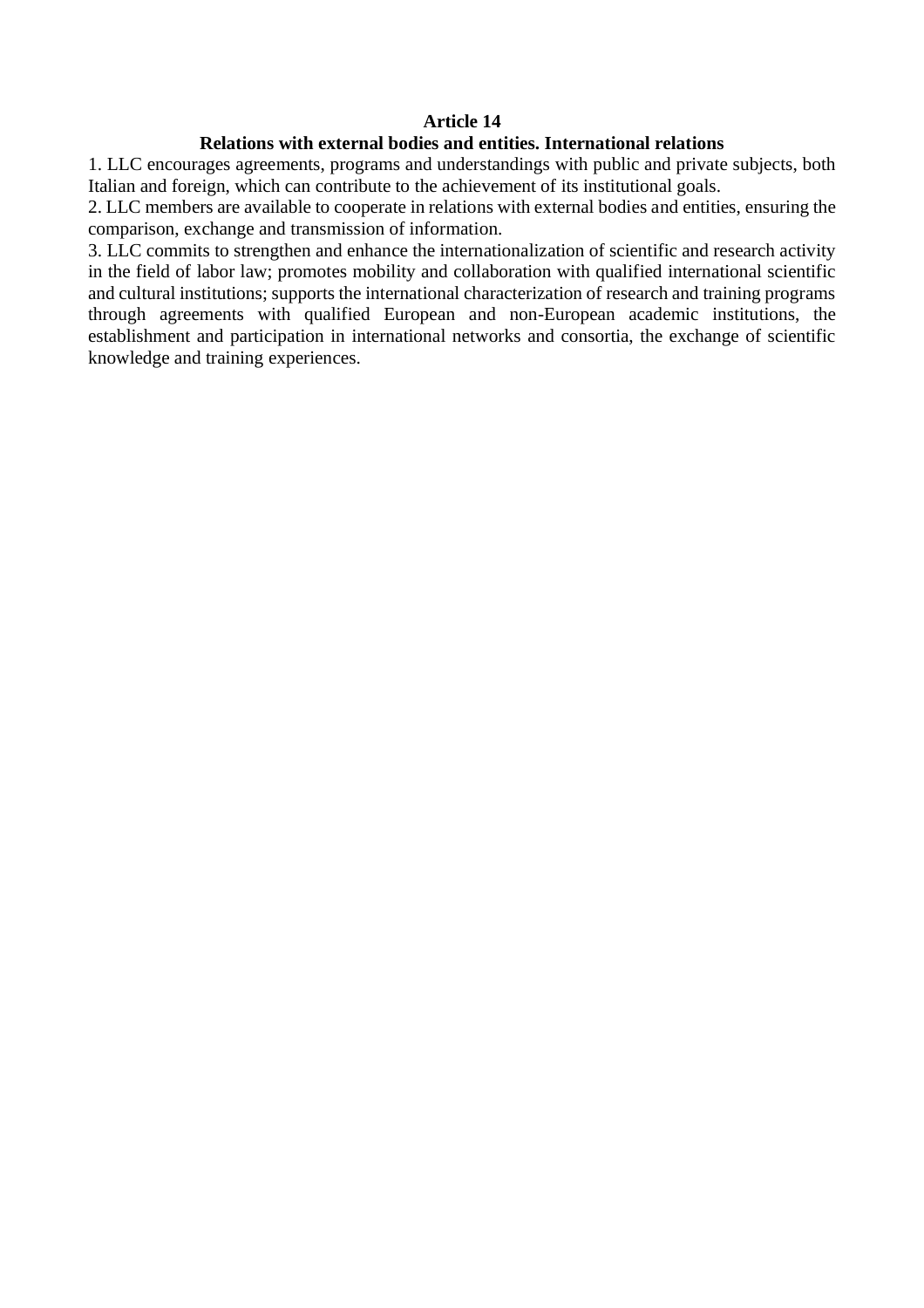**Article 14**

**Relations with external bodies and entities. International relations**

1. LLC encourages agreements, programs and understandings with public and private subjects, both Italian and foreign, which can contribute to the achievement of its institutional goals.
2. LLC members are available to cooperate in relations with external bodies and entities, ensuring the comparison, exchange and transmission of information.
3. LLC commits to strengthen and enhance the internationalization of scientific and research activity in the field of labor law; promotes mobility and collaboration with qualified international scientific and cultural institutions; supports the international characterization of research and training programs through agreements with qualified European and non-European academic institutions, the establishment and participation in international networks and consortia, the exchange of scientific knowledge and training experiences.